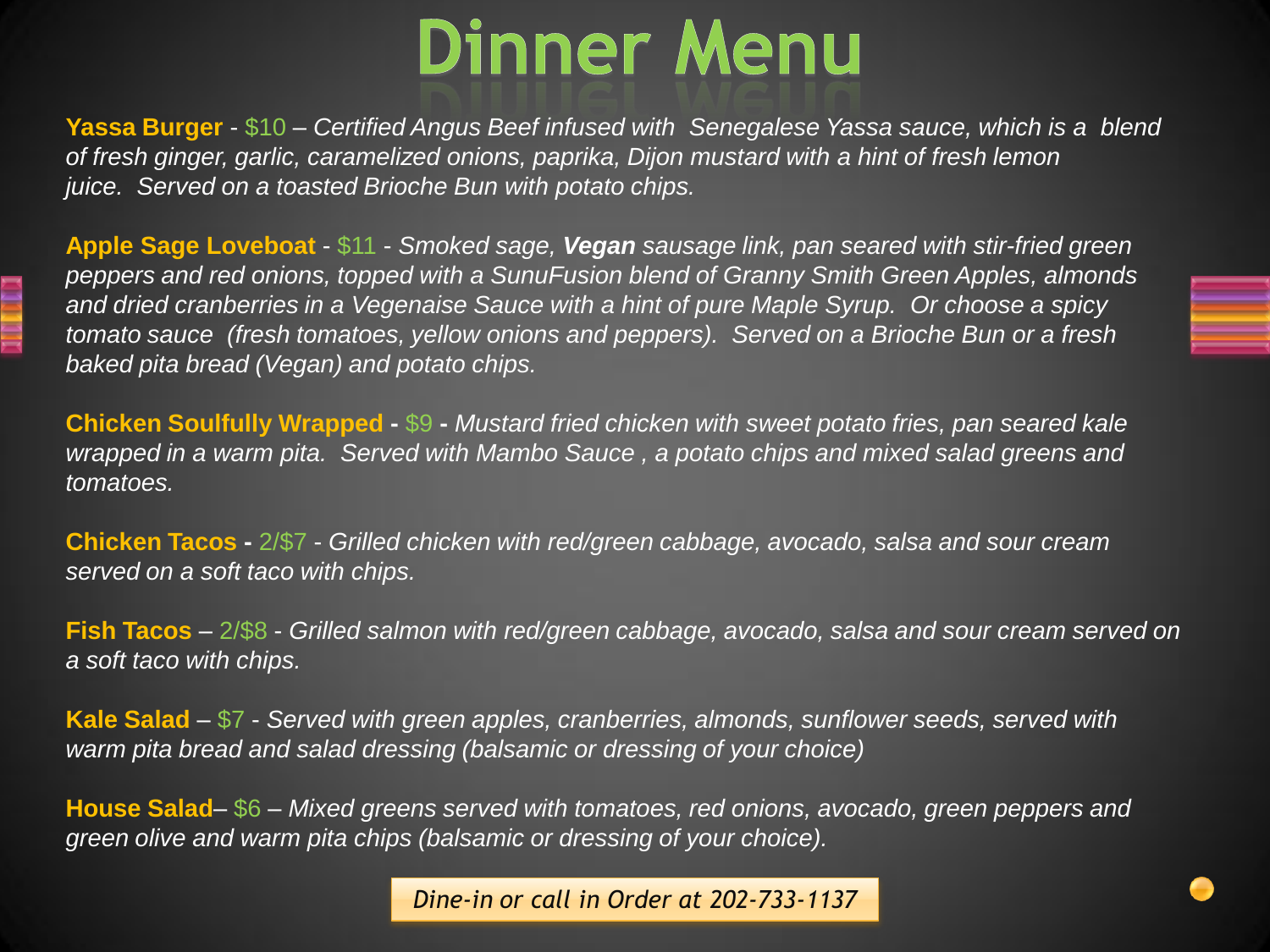# Dinner Menu

**Yassa Burger** - $10 – *Certified Angus Beef infused with Senegalese Yassa sauce, which is a blend of fresh ginger, garlic, caramelized onions, paprika, Dijon mustard with a hint of fresh lemon juice. Served on a toasted Brioche Bun with potato chips.*

**Apple Sage Loveboat** - $11 - *Smoked sage, **Vegan** sausage link, pan seared with stir-fried green peppers and red onions, topped with a SunuFusion blend of Granny Smith Green Apples, almonds and dried cranberries in a Vegenaise Sauce with a hint of pure Maple Syrup. Or choose a spicy tomato sauce (fresh tomatoes, yellow onions and peppers). Served on a Brioche Bun or a fresh baked pita bread (Vegan) and potato chips.*

**Chicken Soulfully Wrapped** - $9 - *Mustard fried chicken with sweet potato fries, pan seared kale wrapped in a warm pita. Served with Mambo Sauce , a potato chips and mixed salad greens and tomatoes.*

**Chicken Tacos** - 2/$7 - *Grilled chicken with red/green cabbage, avocado, salsa and sour cream served on a soft taco with chips.*

**Fish Tacos** – 2/$8 - *Grilled salmon with red/green cabbage, avocado, salsa and sour cream served on a soft taco with chips.*

**Kale Salad** – $7 - *Served with green apples, cranberries, almonds, sunflower seeds, served with warm pita bread and salad dressing (balsamic or dressing of your choice)*

**House Salad**– $6 – *Mixed greens served with tomatoes, red onions, avocado, green peppers and green olive and warm pita chips (balsamic or dressing of your choice).*

*Dine-in or call in Order at 202-733-1137*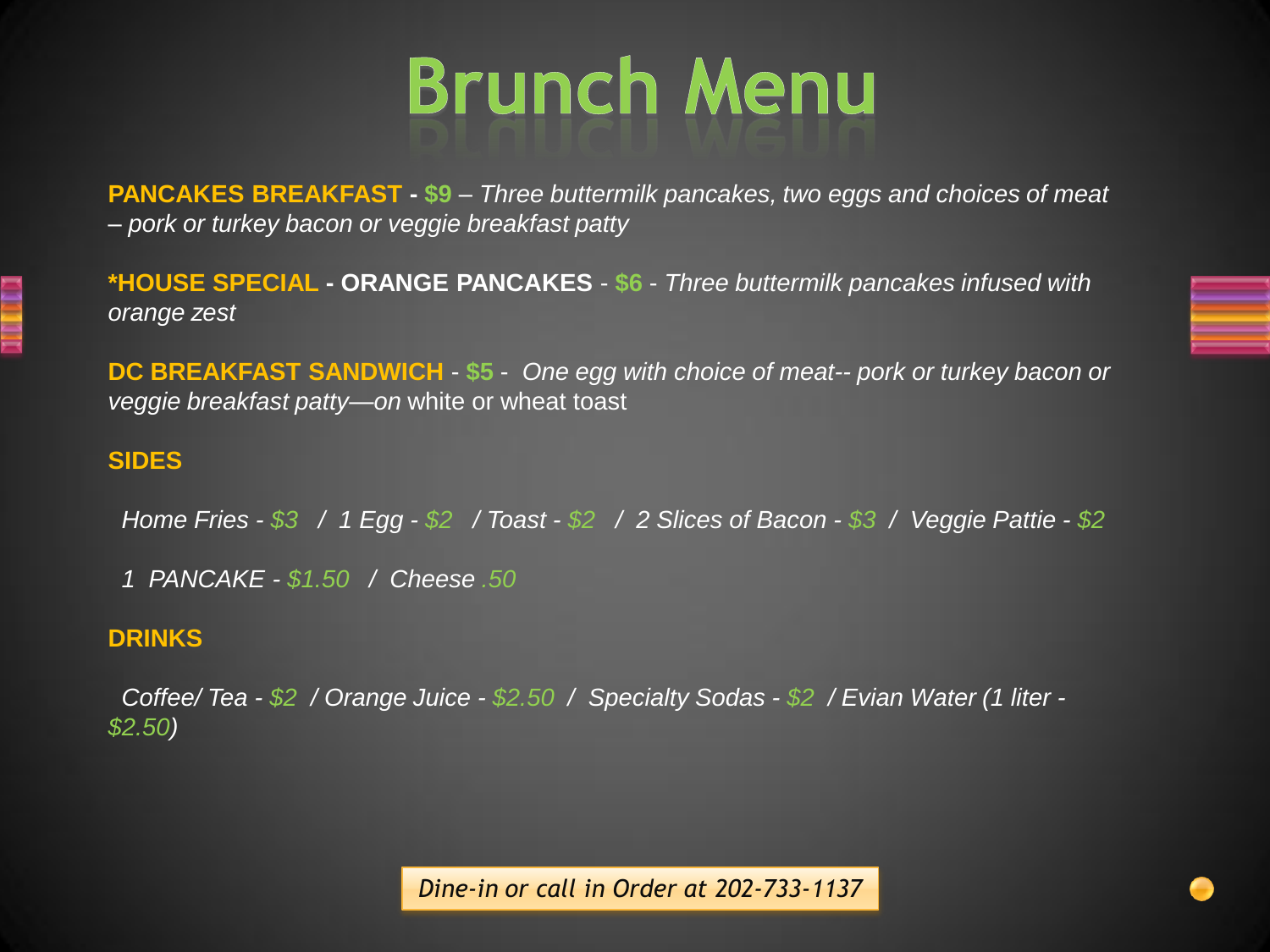# Brunch Menu

**PANCAKES BREAKFAST - $9** – *Three buttermilk pancakes, two eggs and choices of meat – pork or turkey bacon or veggie breakfast patty*

***HOUSE SPECIAL - ORANGE PANCAKES - $6** - *Three buttermilk pancakes infused with orange zest*

**DC BREAKFAST SANDWICH - $5** - *One egg with choice of meat-- pork or turkey bacon or veggie breakfast patty—on* white or wheat toast

**SIDES**

*Home Fries - $3 / 1 Egg - $2 / Toast - $2 / 2 Slices of Bacon - $3 / Veggie Pattie - $2*

*1 PANCAKE - $1.50 / Cheese .50*

**DRINKS**

*Coffee/ Tea - $2 / Orange Juice - $2.50 / Specialty Sodas - $2 / Evian Water (1 liter - $2.50)*

*Dine-in or call in Order at 202-733-1137*